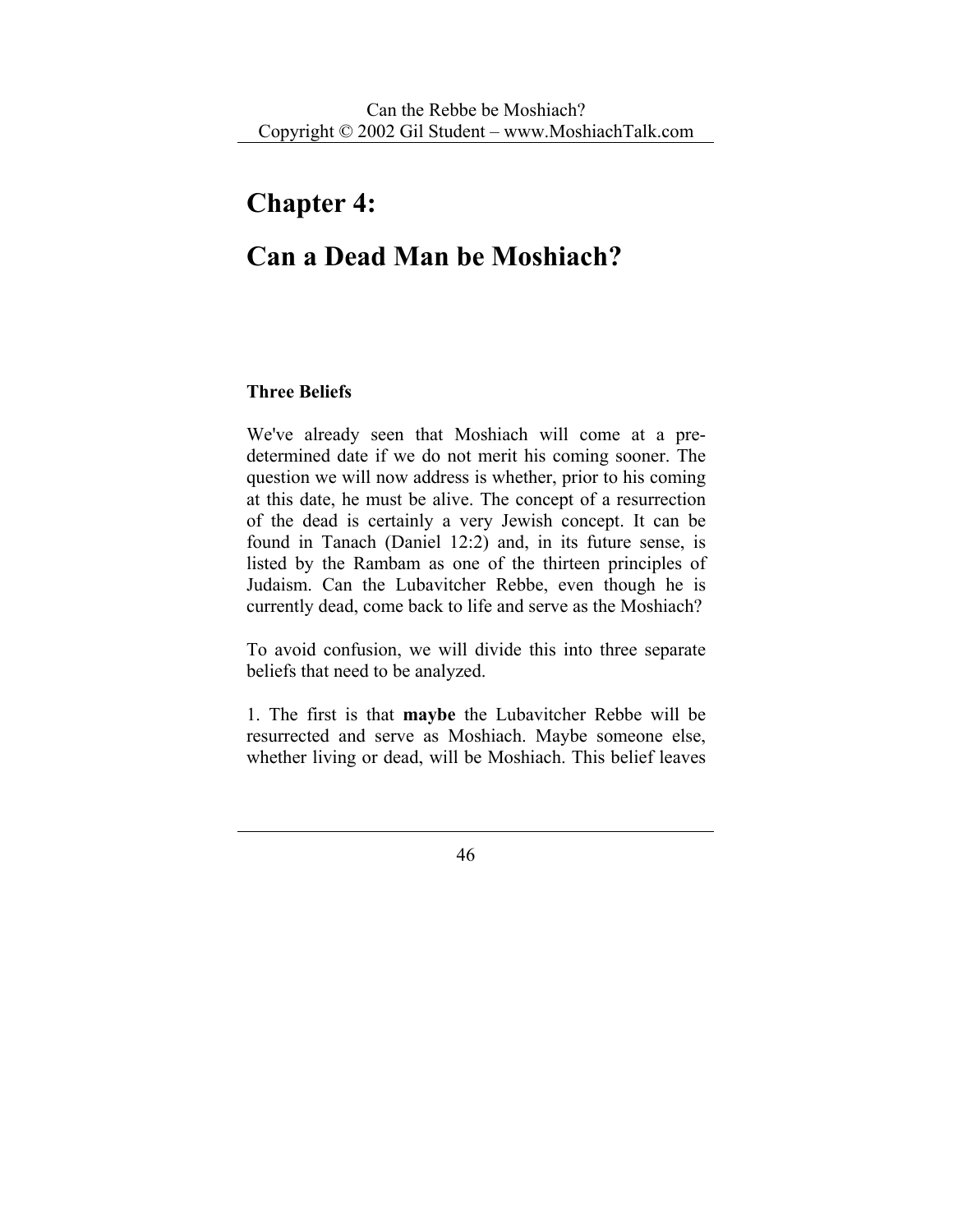# Chapter 4:

# Can a Dead Man be Moshiach?

### Three Beliefs

We've already seen that Moshiach will come at a pre-determined date if we do not merit his coming sooner. The question we will now address is whether, prior to his coming at this date, he must be alive. The concept of a resurrection of the dead is certainly a very Jewish concept. It can be found in Tanach (Daniel 12:2) and, in its future sense, is listed by the Rambam as one of the thirteen principles of Judaism. Can the Lubavitcher Rebbe, even though he is currently dead, come back to life and serve as the Moshiach?

To avoid confusion, we will divide this into three separate beliefs that need to be analyzed.

1. The first is that **maybe** the Lubavitcher Rebbe will be resurrected and serve as Moshiach. Maybe someone else, whether living or dead, will be Moshiach. This belief leaves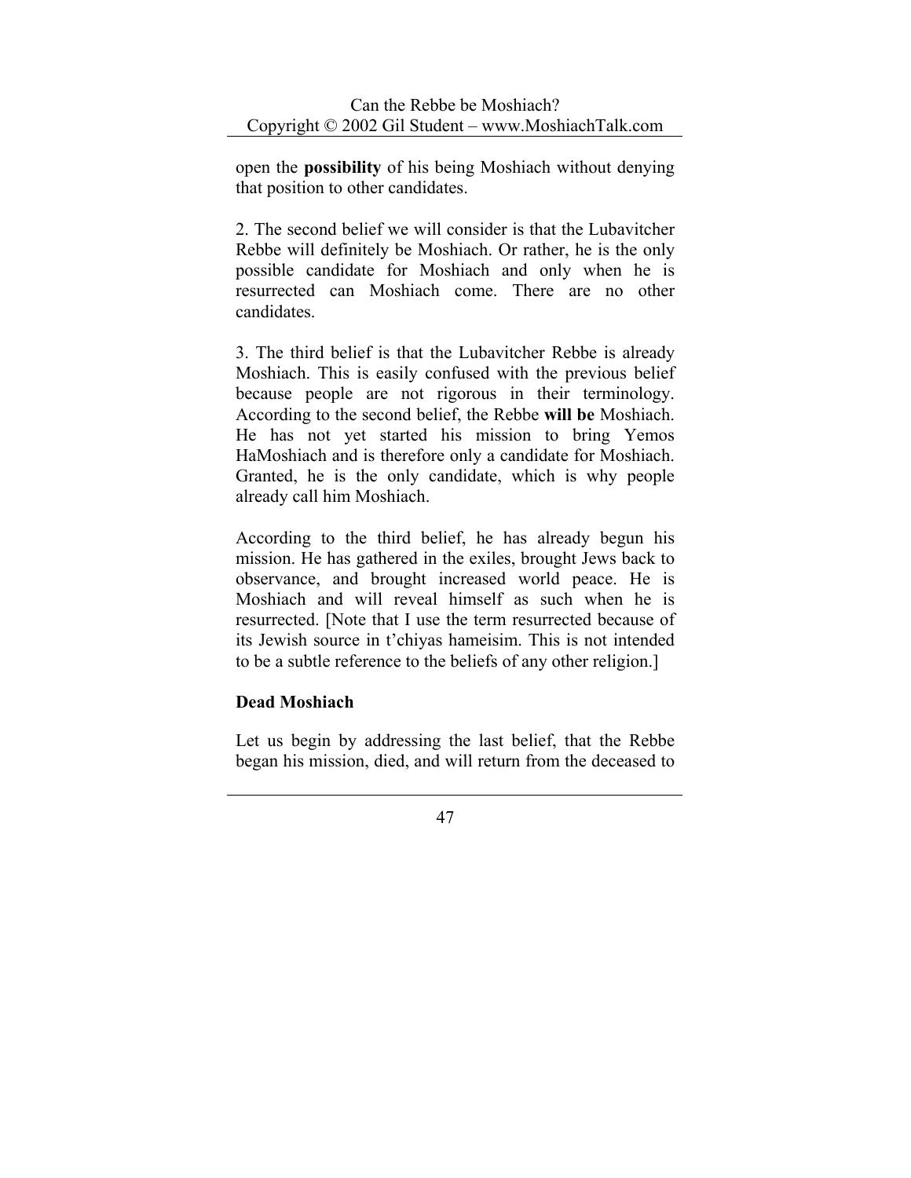open the **possibility** of his being Moshiach without denying that position to other candidates.

2. The second belief we will consider is that the Lubavitcher Rebbe will definitely be Moshiach. Or rather, he is the only possible candidate for Moshiach and only when he is resurrected can Moshiach come. There are no other candidates.

3. The third belief is that the Lubavitcher Rebbe is already Moshiach. This is easily confused with the previous belief because people are not rigorous in their terminology. According to the second belief, the Rebbe **will be** Moshiach. He has not yet started his mission to bring Yemos HaMoshiach and is therefore only a candidate for Moshiach. Granted, he is the only candidate, which is why people already call him Moshiach.

According to the third belief, he has already begun his mission. He has gathered in the exiles, brought Jews back to observance, and brought increased world peace. He is Moshiach and will reveal himself as such when he is resurrected. [Note that I use the term resurrected because of its Jewish source in t'chiyas hameisim. This is not intended to be a subtle reference to the beliefs of any other religion.]

**Dead Moshiach**

Let us begin by addressing the last belief, that the Rebbe began his mission, died, and will return from the deceased to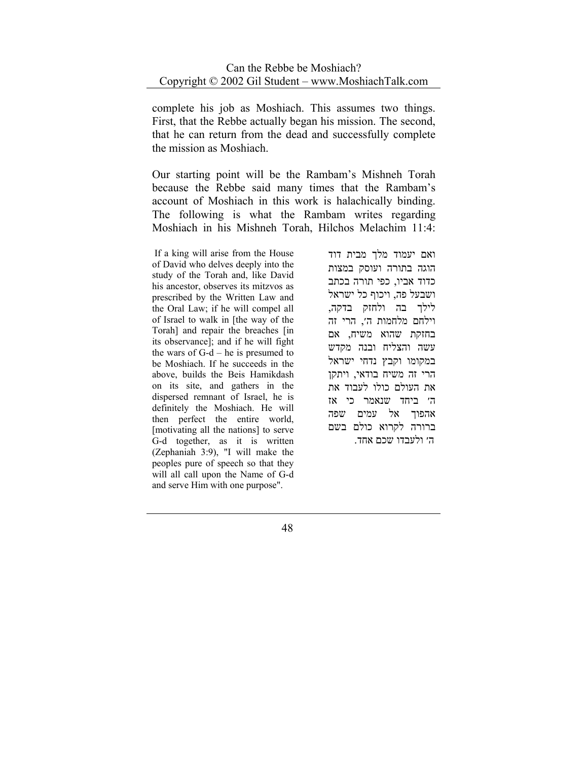complete his job as Moshiach. This assumes two things. First, that the Rebbe actually began his mission. The second, that he can return from the dead and successfully complete the mission as Moshiach.

Our starting point will be the Rambam's Mishneh Torah because the Rebbe said many times that the Rambam's account of Moshiach in this work is halachically binding. The following is what the Rambam writes regarding Moshiach in his Mishneh Torah, Hilchos Melachim 11:4:

| | |
|---|---|
| If a king will arise from the House of David who delves deeply into the study of the Torah and, like David his ancestor, observes its mitzvos as prescribed by the Written Law and the Oral Law; if he will compel all of Israel to walk in [the way of the Torah] and repair the breaches [in its observance]; and if he will fight the wars of G-d – he is presumed to be Moshiach. If he succeeds in the above, builds the Beis Hamikdash on its site, and gathers in the dispersed remnant of Israel, he is definitely the Moshiach. He will then perfect the entire world, [motivating all the nations] to serve G-d together, as it is written (Zephaniah 3:9), "I will make the peoples pure of speech so that they will all call upon the Name of G-d and serve Him with one purpose". | ואם יעמוד מלך מבית דוד הוגה בתורה ועוסק במצות כדוד אביו, כפי תורה בכתב ושבעל פה, ויכוף כל ישראל לילך בה ולחזק בדקה, וילחם מלחמות ה', הרי זה בחזקת שהוא משיח, אם עשה והצליח ובנה מקדש במקומו וקבץ נדחי ישראל הרי זה משיח בודאי, ויתקן את העולם כולו לעבוד את ה' ביחד שנאמר כי אז אהפוך אל עמים שפה ברורה לקרוא כולם בשם ה' ולעבדו שכם אחד. |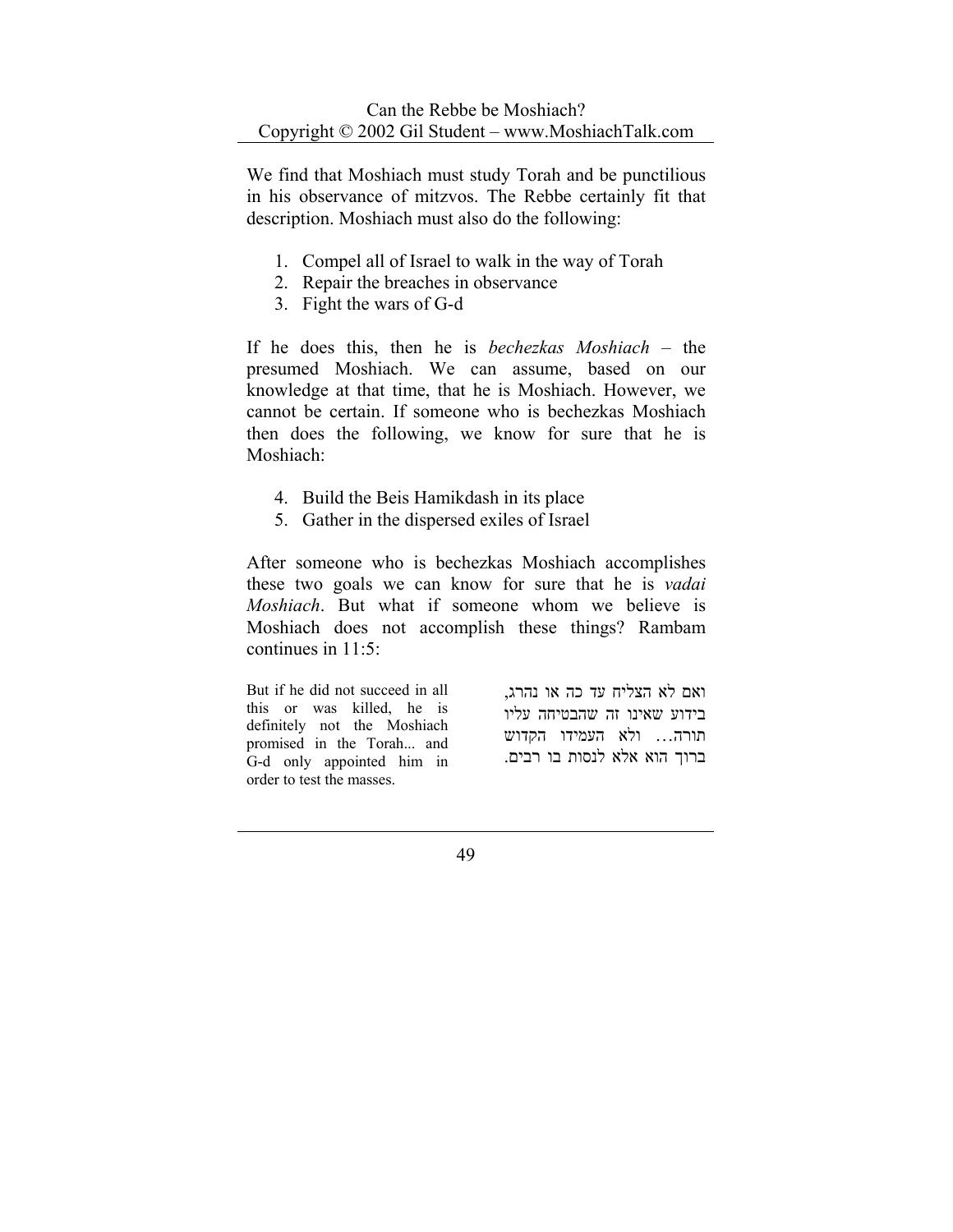We find that Moshiach must study Torah and be punctilious in his observance of mitzvos. The Rebbe certainly fit that description. Moshiach must also do the following:

1. Compel all of Israel to walk in the way of Torah
2. Repair the breaches in observance
3. Fight the wars of G-d

If he does this, then he is *bechezkas Moshiach* – the presumed Moshiach. We can assume, based on our knowledge at that time, that he is Moshiach. However, we cannot be certain. If someone who is bechezkas Moshiach then does the following, we know for sure that he is Moshiach:

4. Build the Beis Hamikdash in its place
5. Gather in the dispersed exiles of Israel

After someone who is bechezkas Moshiach accomplishes these two goals we can know for sure that he is *vadai Moshiach*. But what if someone whom we believe is Moshiach does not accomplish these things? Rambam continues in 11:5:

| | |
|---|---|
| But if he did not succeed in all this or was killed, he is definitely not the Moshiach promised in the Torah... and G-d only appointed him in order to test the masses. | ואם לא הצליח עד כה או נהרג, בידוע שאינו זה שהבטיחה עליו תורה... ולא העמידו הקדוש ברוך הוא אלא לנסות בו רבים. |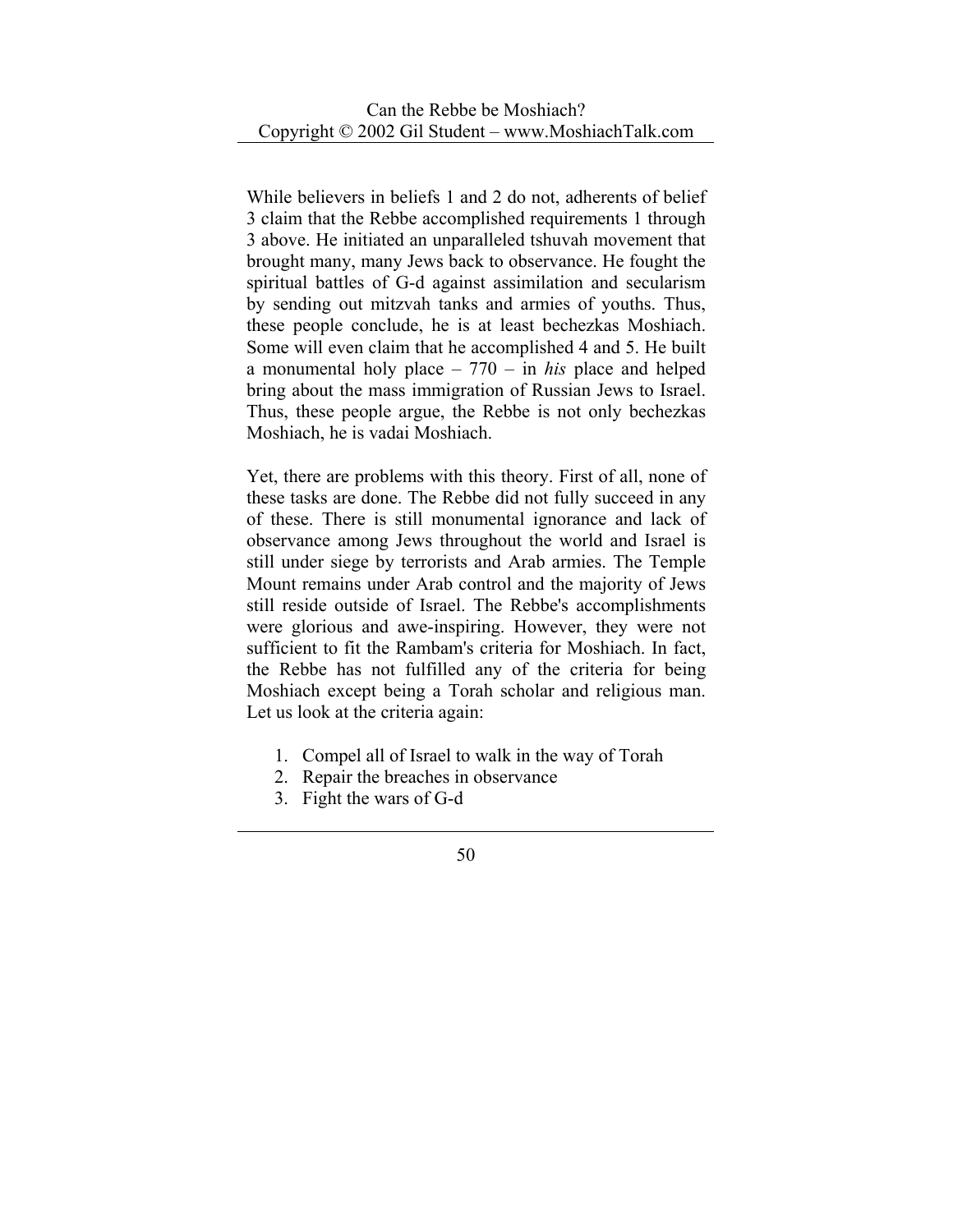While believers in beliefs 1 and 2 do not, adherents of belief 3 claim that the Rebbe accomplished requirements 1 through 3 above. He initiated an unparalleled tshuvah movement that brought many, many Jews back to observance. He fought the spiritual battles of G-d against assimilation and secularism by sending out mitzvah tanks and armies of youths. Thus, these people conclude, he is at least bechezkas Moshiach. Some will even claim that he accomplished 4 and 5. He built a monumental holy place – 770 – in *his* place and helped bring about the mass immigration of Russian Jews to Israel. Thus, these people argue, the Rebbe is not only bechezkas Moshiach, he is vadai Moshiach.

Yet, there are problems with this theory. First of all, none of these tasks are done. The Rebbe did not fully succeed in any of these. There is still monumental ignorance and lack of observance among Jews throughout the world and Israel is still under siege by terrorists and Arab armies. The Temple Mount remains under Arab control and the majority of Jews still reside outside of Israel. The Rebbe's accomplishments were glorious and awe-inspiring. However, they were not sufficient to fit the Rambam's criteria for Moshiach. In fact, the Rebbe has not fulfilled any of the criteria for being Moshiach except being a Torah scholar and religious man. Let us look at the criteria again:

1. Compel all of Israel to walk in the way of Torah
2. Repair the breaches in observance
3. Fight the wars of G-d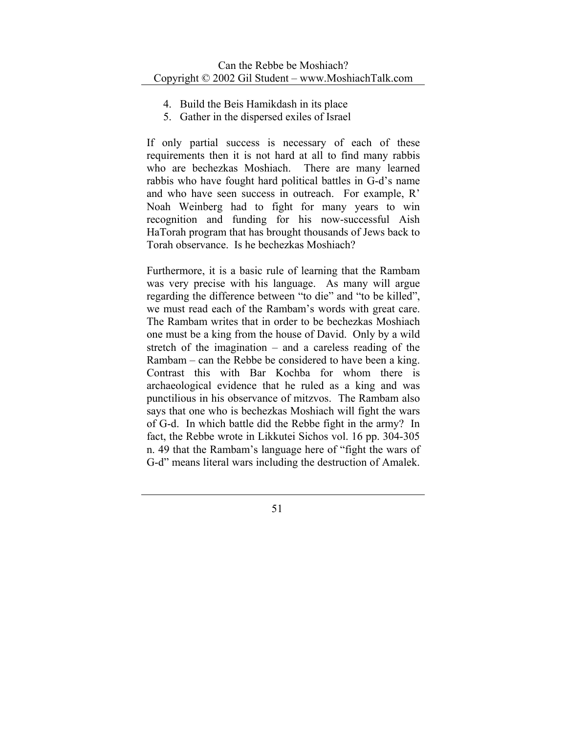4. Build the Beis Hamikdash in its place
5. Gather in the dispersed exiles of Israel

If only partial success is necessary of each of these requirements then it is not hard at all to find many rabbis who are bechezkas Moshiach. There are many learned rabbis who have fought hard political battles in G-d's name and who have seen success in outreach. For example, R' Noah Weinberg had to fight for many years to win recognition and funding for his now-successful Aish HaTorah program that has brought thousands of Jews back to Torah observance. Is he bechezkas Moshiach?

Furthermore, it is a basic rule of learning that the Rambam was very precise with his language. As many will argue regarding the difference between "to die" and "to be killed", we must read each of the Rambam's words with great care. The Rambam writes that in order to be bechezkas Moshiach one must be a king from the house of David. Only by a wild stretch of the imagination – and a careless reading of the Rambam – can the Rebbe be considered to have been a king. Contrast this with Bar Kochba for whom there is archaeological evidence that he ruled as a king and was punctilious in his observance of mitzvos. The Rambam also says that one who is bechezkas Moshiach will fight the wars of G-d. In which battle did the Rebbe fight in the army? In fact, the Rebbe wrote in Likkutei Sichos vol. 16 pp. 304-305 n. 49 that the Rambam's language here of "fight the wars of G-d" means literal wars including the destruction of Amalek.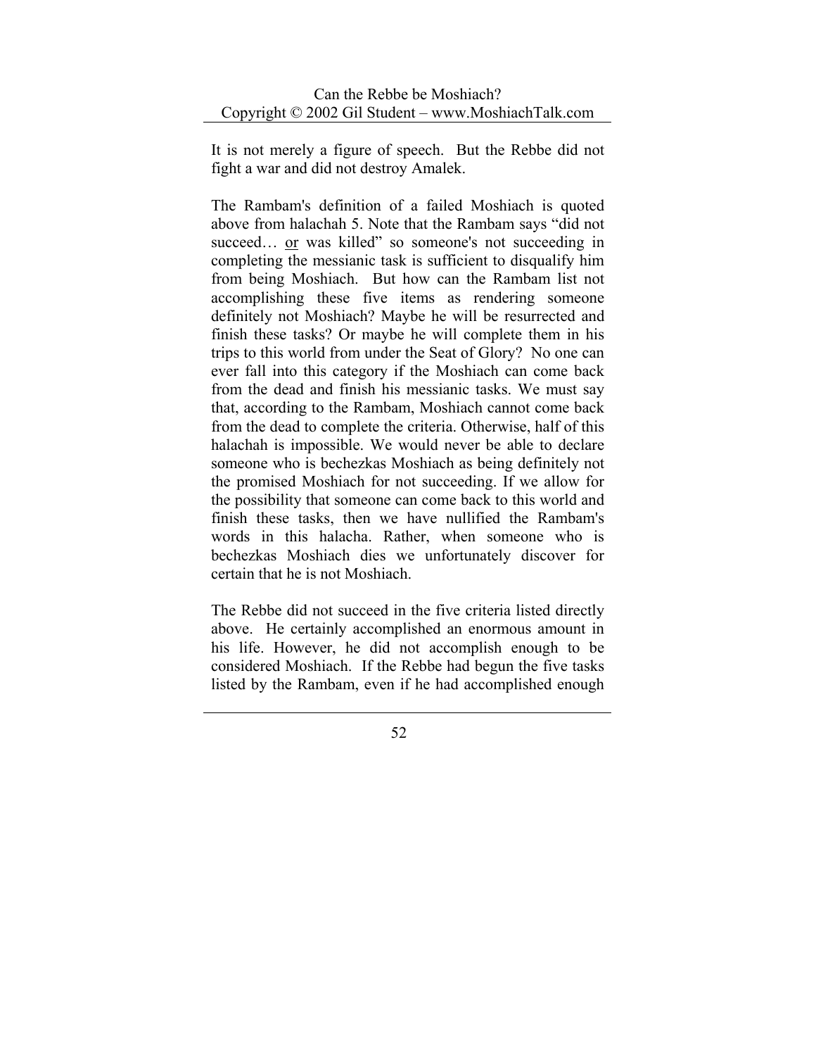It is not merely a figure of speech. But the Rebbe did not fight a war and did not destroy Amalek.

The Rambam's definition of a failed Moshiach is quoted above from halachah 5. Note that the Rambam says "did not succeed… <u>or</u> was killed" so someone's not succeeding in completing the messianic task is sufficient to disqualify him from being Moshiach. But how can the Rambam list not accomplishing these five items as rendering someone definitely not Moshiach? Maybe he will be resurrected and finish these tasks? Or maybe he will complete them in his trips to this world from under the Seat of Glory? No one can ever fall into this category if the Moshiach can come back from the dead and finish his messianic tasks. We must say that, according to the Rambam, Moshiach cannot come back from the dead to complete the criteria. Otherwise, half of this halachah is impossible. We would never be able to declare someone who is bechezkas Moshiach as being definitely not the promised Moshiach for not succeeding. If we allow for the possibility that someone can come back to this world and finish these tasks, then we have nullified the Rambam's words in this halacha. Rather, when someone who is bechezkas Moshiach dies we unfortunately discover for certain that he is not Moshiach.

The Rebbe did not succeed in the five criteria listed directly above. He certainly accomplished an enormous amount in his life. However, he did not accomplish enough to be considered Moshiach. If the Rebbe had begun the five tasks listed by the Rambam, even if he had accomplished enough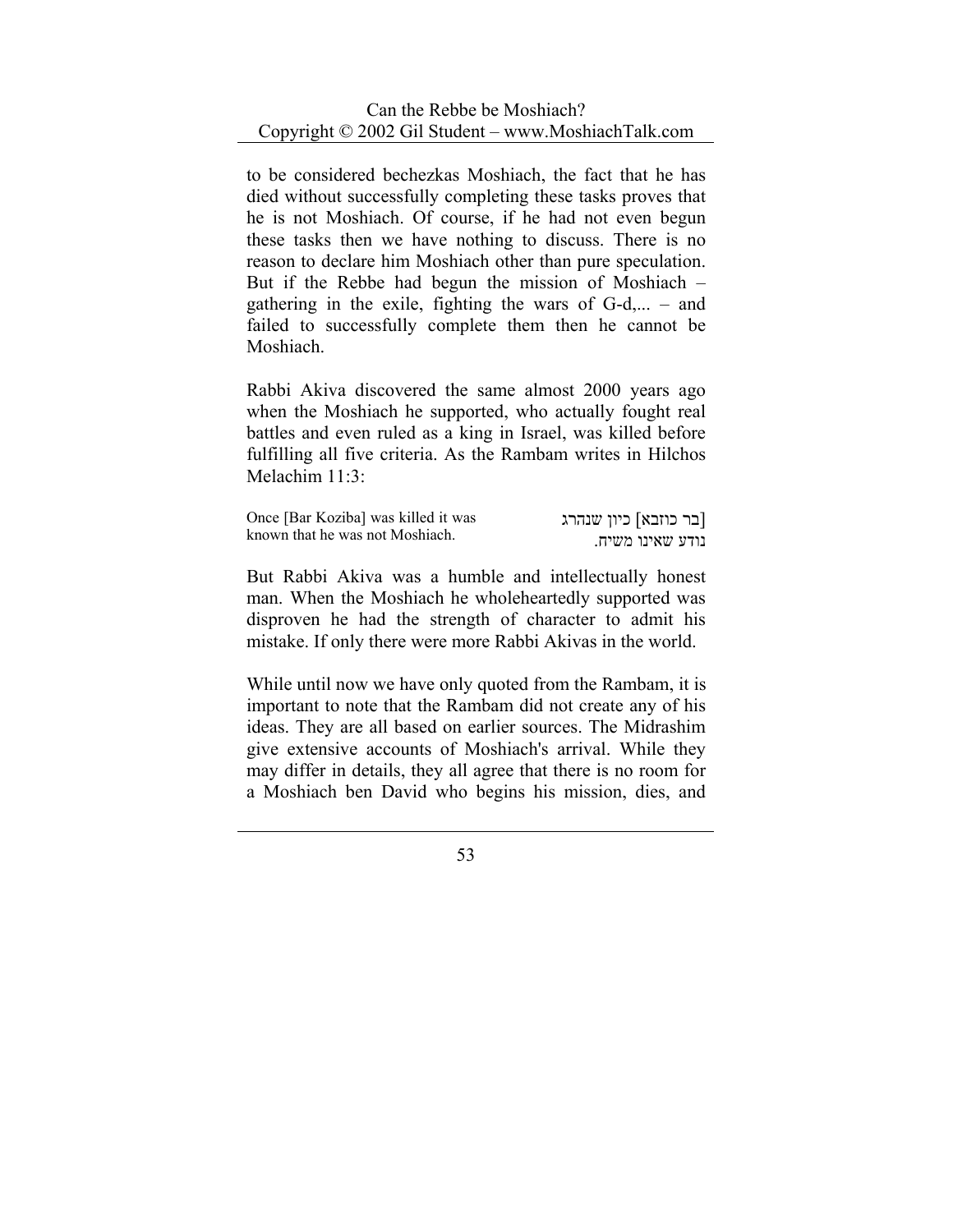to be considered bechezkas Moshiach, the fact that he has died without successfully completing these tasks proves that he is not Moshiach. Of course, if he had not even begun these tasks then we have nothing to discuss. There is no reason to declare him Moshiach other than pure speculation. But if the Rebbe had begun the mission of Moshiach – gathering in the exile, fighting the wars of G-d,... – and failed to successfully complete them then he cannot be Moshiach.

Rabbi Akiva discovered the same almost 2000 years ago when the Moshiach he supported, who actually fought real battles and even ruled as a king in Israel, was killed before fulfilling all five criteria. As the Rambam writes in Hilchos Melachim 11:3:

| | |
|---|---|
| Once [Bar Koziba] was killed it was known that he was not Moshiach. | [בר כוזבא] כיון שנהרג נודע שאינו משיח. |

But Rabbi Akiva was a humble and intellectually honest man. When the Moshiach he wholeheartedly supported was disproven he had the strength of character to admit his mistake. If only there were more Rabbi Akivas in the world.

While until now we have only quoted from the Rambam, it is important to note that the Rambam did not create any of his ideas. They are all based on earlier sources. The Midrashim give extensive accounts of Moshiach's arrival. While they may differ in details, they all agree that there is no room for a Moshiach ben David who begins his mission, dies, and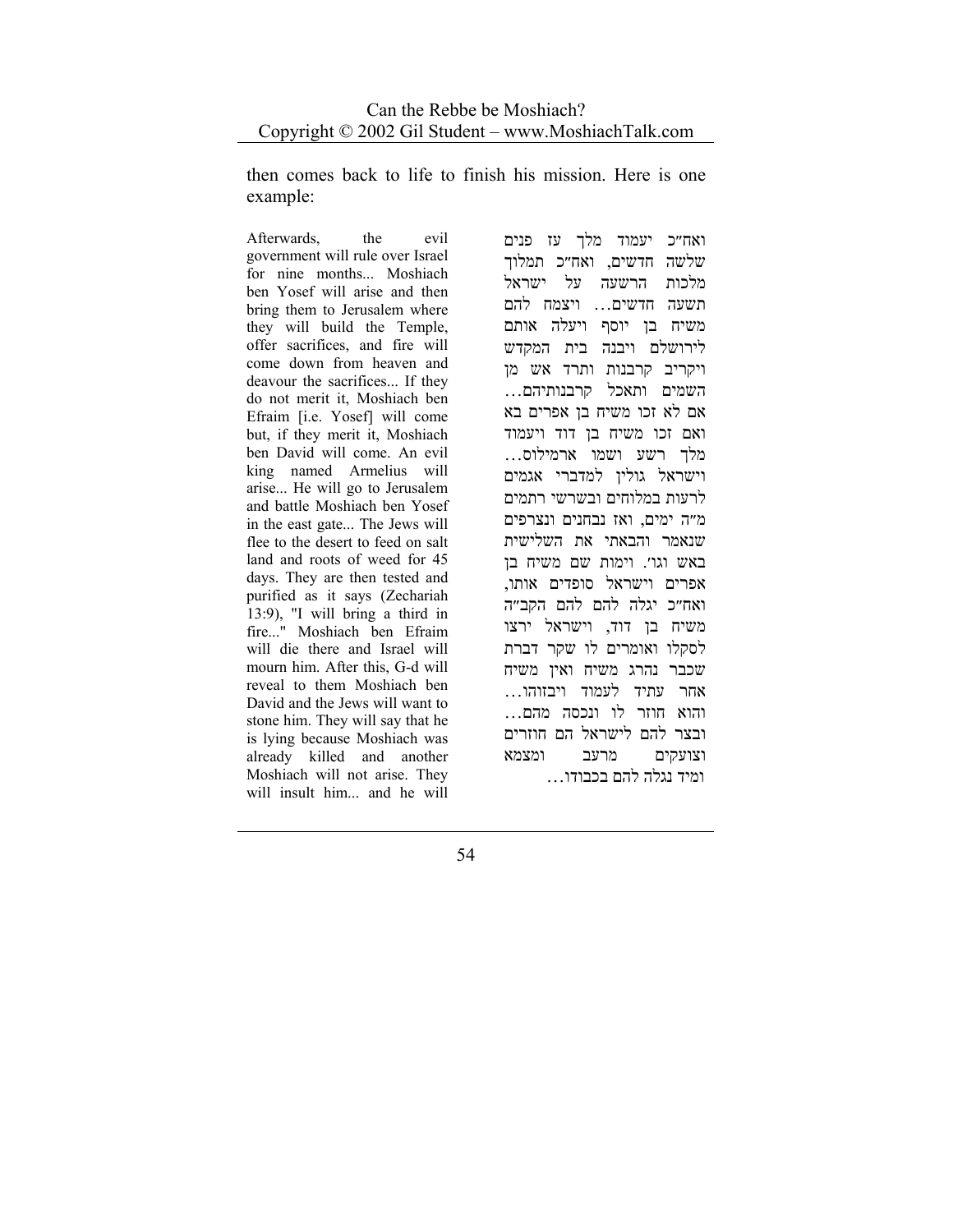then comes back to life to finish his mission. Here is one example:

Afterwards, the evil government will rule over Israel for nine months... Moshiach ben Yosef will arise and then bring them to Jerusalem where they will build the Temple, offer sacrifices, and fire will come down from heaven and deavour the sacrifices... If they do not merit it, Moshiach ben Efraim [i.e. Yosef] will come but, if they merit it, Moshiach ben David will come. An evil king named Armelius will arise... He will go to Jerusalem and battle Moshiach ben Yosef in the east gate... The Jews will flee to the desert to feed on salt land and roots of weed for 45 days. They are then tested and purified as it says (Zechariah 13:9), "I will bring a third in fire..." Moshiach ben Efraim will die there and Israel will mourn him. After this, G-d will reveal to them Moshiach ben David and the Jews will want to stone him. They will say that he is lying because Moshiach was already killed and another Moshiach will not arise. They will insult him... and he will

ואח"כ יעמוד מלך עז פנים שלשה חדשים, ואח"כ תמלוך מלכות הרשעה על ישראל תשעה חדשים... ויצמח להם משיח בן יוסף ויעלה אותם לירושלם ויבנה בית המקדש ויקריב קרבנות ותרד אש מן השמים ותאכל קרבנותיהם... אם לא זכו משיח בן אפרים בא ואם זכו משיח בן דוד ויעמוד מלך רשע ושמו ארמילוס... וישראל גולין למדברי אגמים לרעות במלוחים ובשרשי רתמים מ"ה ימים, ואז נבחנים ונצרפים שנאמר והבאתי את השלישית באש וגו'. וימות שם משיח בן אפרים וישראל סופדים אותו, ואח"כ יגלה להם להם הקב"ה משיח בן דוד, וישראל ירצו לסקלו ואומרים לו שקר דברת שכבר נהרג משיח ואין משיח אחר עתיד לעמוד ויבזוהו... והוא חוזר לו ונכסה מהם... ובצר להם לישראל הם חוזרים וצועקים מרעב ומצמא ומיד נגלה להם בכבודו...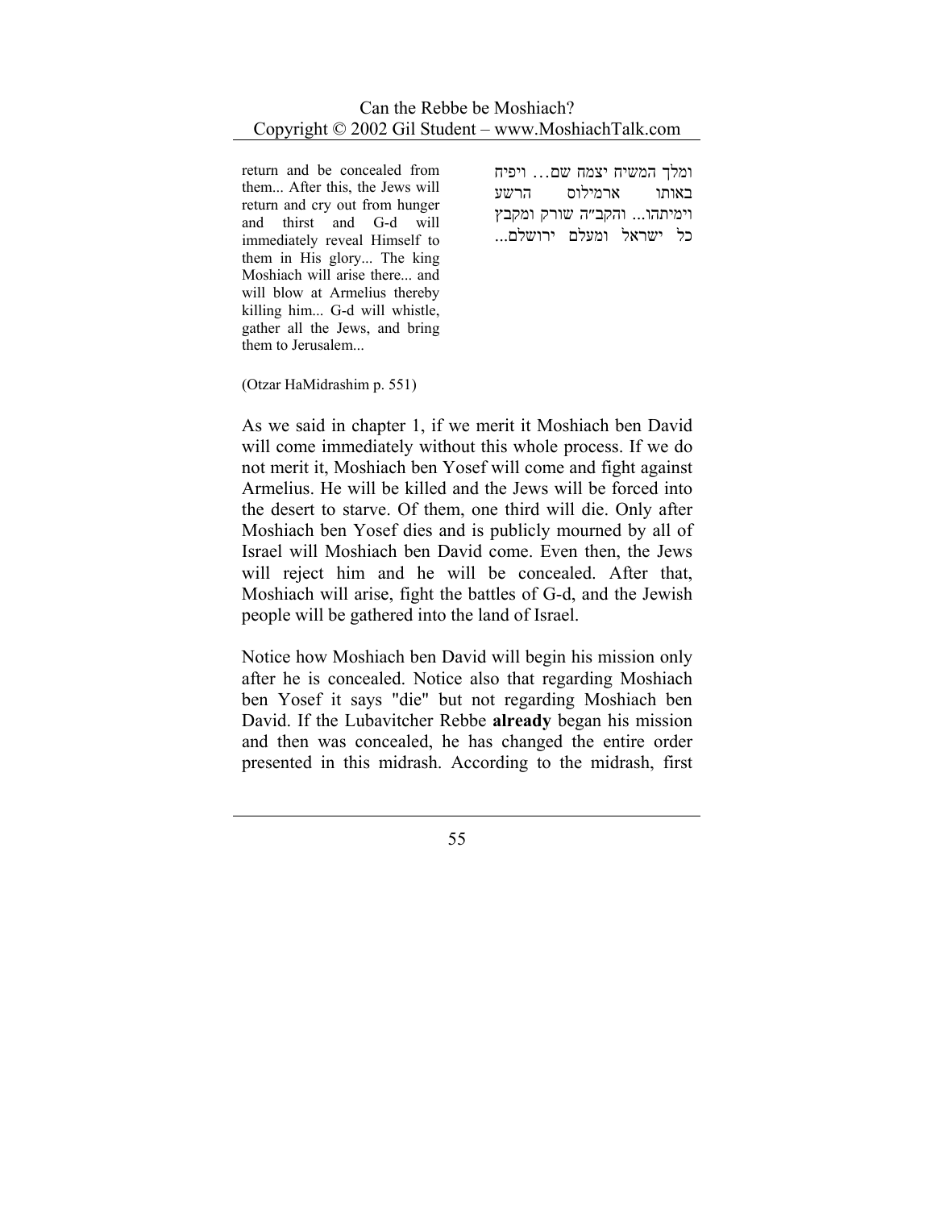| | |
|---|---|
| return and be concealed from them... After this, the Jews will return and cry out from hunger and thirst and G-d will immediately reveal Himself to them in His glory... The king Moshiach will arise there... and will blow at Armelius thereby killing him... G-d will whistle, gather all the Jews, and bring them to Jerusalem... | ומלך המשיח יצמח שם... ויפיח באותו ארמילוס הרשע וימיתהו... והקב"ה שורק ומקבץ כל ישראל ומעלם ירושלם... |

(Otzar HaMidrashim p. 551)

As we said in chapter 1, if we merit it Moshiach ben David will come immediately without this whole process. If we do not merit it, Moshiach ben Yosef will come and fight against Armelius. He will be killed and the Jews will be forced into the desert to starve. Of them, one third will die. Only after Moshiach ben Yosef dies and is publicly mourned by all of Israel will Moshiach ben David come. Even then, the Jews will reject him and he will be concealed. After that, Moshiach will arise, fight the battles of G-d, and the Jewish people will be gathered into the land of Israel.

Notice how Moshiach ben David will begin his mission only after he is concealed. Notice also that regarding Moshiach ben Yosef it says "die" but not regarding Moshiach ben David. If the Lubavitcher Rebbe **already** began his mission and then was concealed, he has changed the entire order presented in this midrash. According to the midrash, first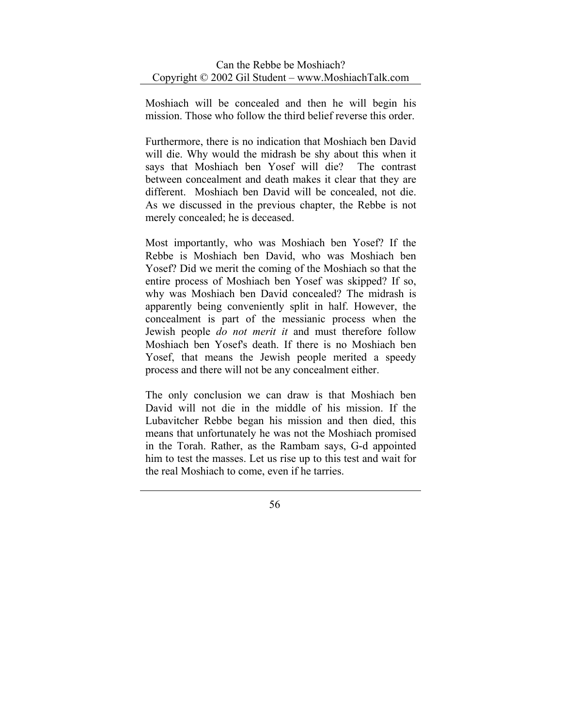Moshiach will be concealed and then he will begin his mission. Those who follow the third belief reverse this order.

Furthermore, there is no indication that Moshiach ben David will die. Why would the midrash be shy about this when it says that Moshiach ben Yosef will die? The contrast between concealment and death makes it clear that they are different. Moshiach ben David will be concealed, not die. As we discussed in the previous chapter, the Rebbe is not merely concealed; he is deceased.

Most importantly, who was Moshiach ben Yosef? If the Rebbe is Moshiach ben David, who was Moshiach ben Yosef? Did we merit the coming of the Moshiach so that the entire process of Moshiach ben Yosef was skipped? If so, why was Moshiach ben David concealed? The midrash is apparently being conveniently split in half. However, the concealment is part of the messianic process when the Jewish people *do not merit it* and must therefore follow Moshiach ben Yosef's death. If there is no Moshiach ben Yosef, that means the Jewish people merited a speedy process and there will not be any concealment either.

The only conclusion we can draw is that Moshiach ben David will not die in the middle of his mission. If the Lubavitcher Rebbe began his mission and then died, this means that unfortunately he was not the Moshiach promised in the Torah. Rather, as the Rambam says, G-d appointed him to test the masses. Let us rise up to this test and wait for the real Moshiach to come, even if he tarries.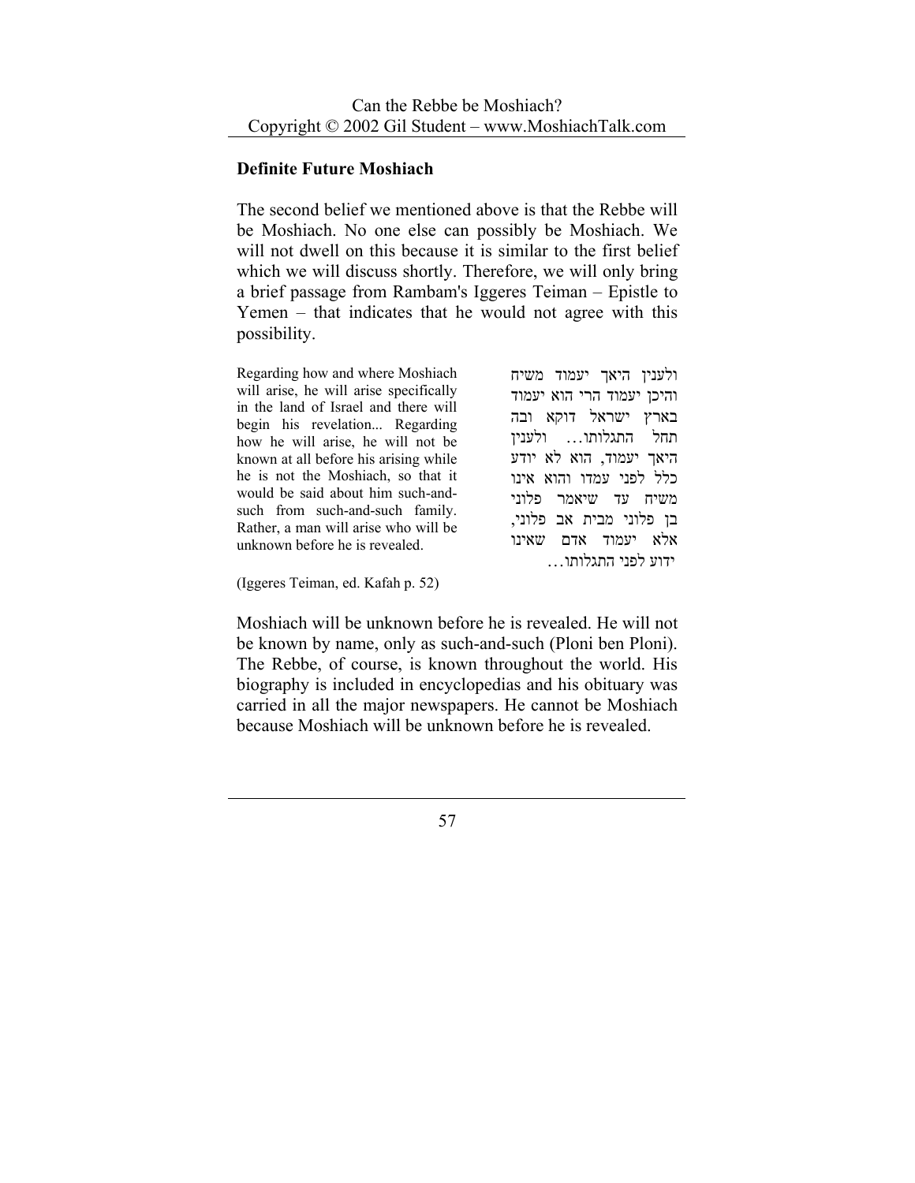## Definite Future Moshiach

The second belief we mentioned above is that the Rebbe will be Moshiach. No one else can possibly be Moshiach. We will not dwell on this because it is similar to the first belief which we will discuss shortly. Therefore, we will only bring a brief passage from Rambam's Iggeres Teiman – Epistle to Yemen – that indicates that he would not agree with this possibility.

Regarding how and where Moshiach will arise, he will arise specifically in the land of Israel and there will begin his revelation... Regarding how he will arise, he will not be known at all before his arising while he is not the Moshiach, so that it would be said about him such-and-such from such-and-such family. Rather, a man will arise who will be unknown before he is revealed.

ולענין היאך יעמוד משיח והיכן יעמוד הרי הוא יעמוד בארץ ישראל דוקא ובה תחל התגלותו... ולענין היאך יעמוד, הוא לא יודע כלל לפני עמדו והוא אינו משיח עד שיאמר פלוני בן פלוני מבית אב פלוני, אלא יעמוד אדם שאינו ידוע לפני התגלותו...

(Iggeres Teiman, ed. Kafah p. 52)

Moshiach will be unknown before he is revealed. He will not be known by name, only as such-and-such (Ploni ben Ploni). The Rebbe, of course, is known throughout the world. His biography is included in encyclopedias and his obituary was carried in all the major newspapers. He cannot be Moshiach because Moshiach will be unknown before he is revealed.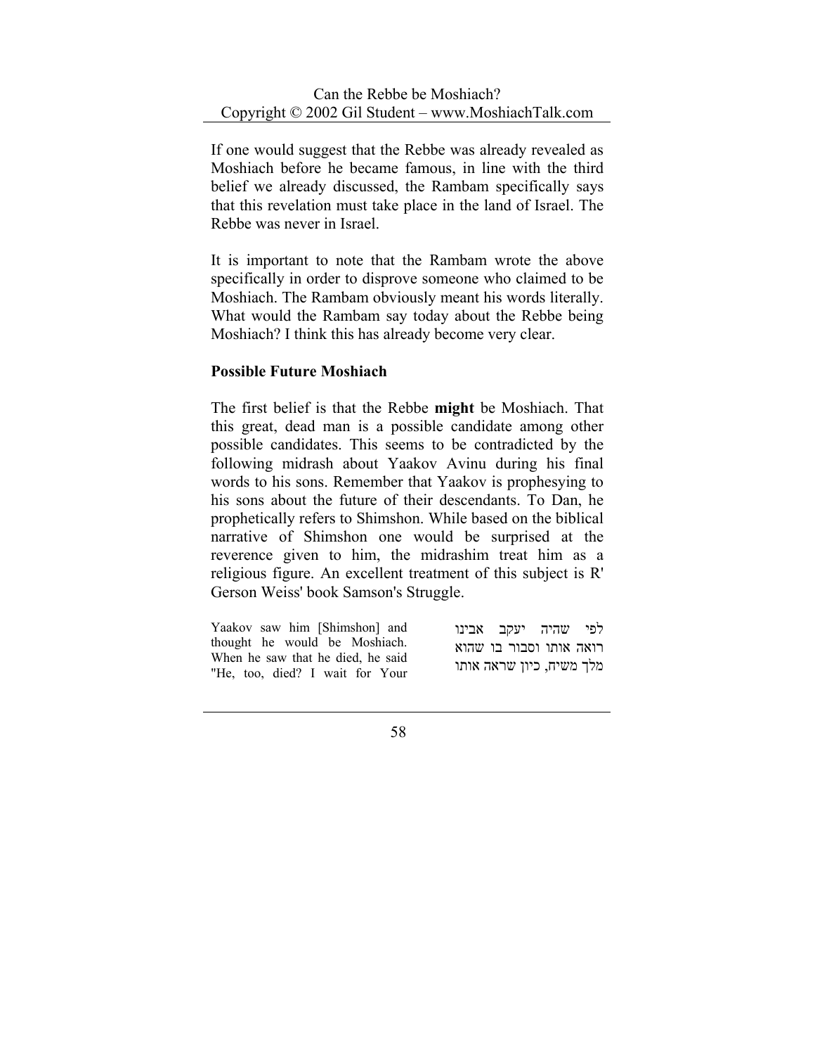If one would suggest that the Rebbe was already revealed as Moshiach before he became famous, in line with the third belief we already discussed, the Rambam specifically says that this revelation must take place in the land of Israel. The Rebbe was never in Israel.

It is important to note that the Rambam wrote the above specifically in order to disprove someone who claimed to be Moshiach. The Rambam obviously meant his words literally. What would the Rambam say today about the Rebbe being Moshiach? I think this has already become very clear.

**Possible Future Moshiach**

The first belief is that the Rebbe **might** be Moshiach. That this great, dead man is a possible candidate among other possible candidates. This seems to be contradicted by the following midrash about Yaakov Avinu during his final words to his sons. Remember that Yaakov is prophesying to his sons about the future of their descendants. To Dan, he prophetically refers to Shimshon. While based on the biblical narrative of Shimshon one would be surprised at the reverence given to him, the midrashim treat him as a religious figure. An excellent treatment of this subject is R' Gerson Weiss' book Samson's Struggle.

| | |
|---|---|
| Yaakov saw him [Shimshon] and thought he would be Moshiach. When he saw that he died, he said "He, too, died? I wait for Your | לפי שהיה יעקב אבינו רואה אותו וסבור בו שהוא מלך משיח, כיון שראה אותו |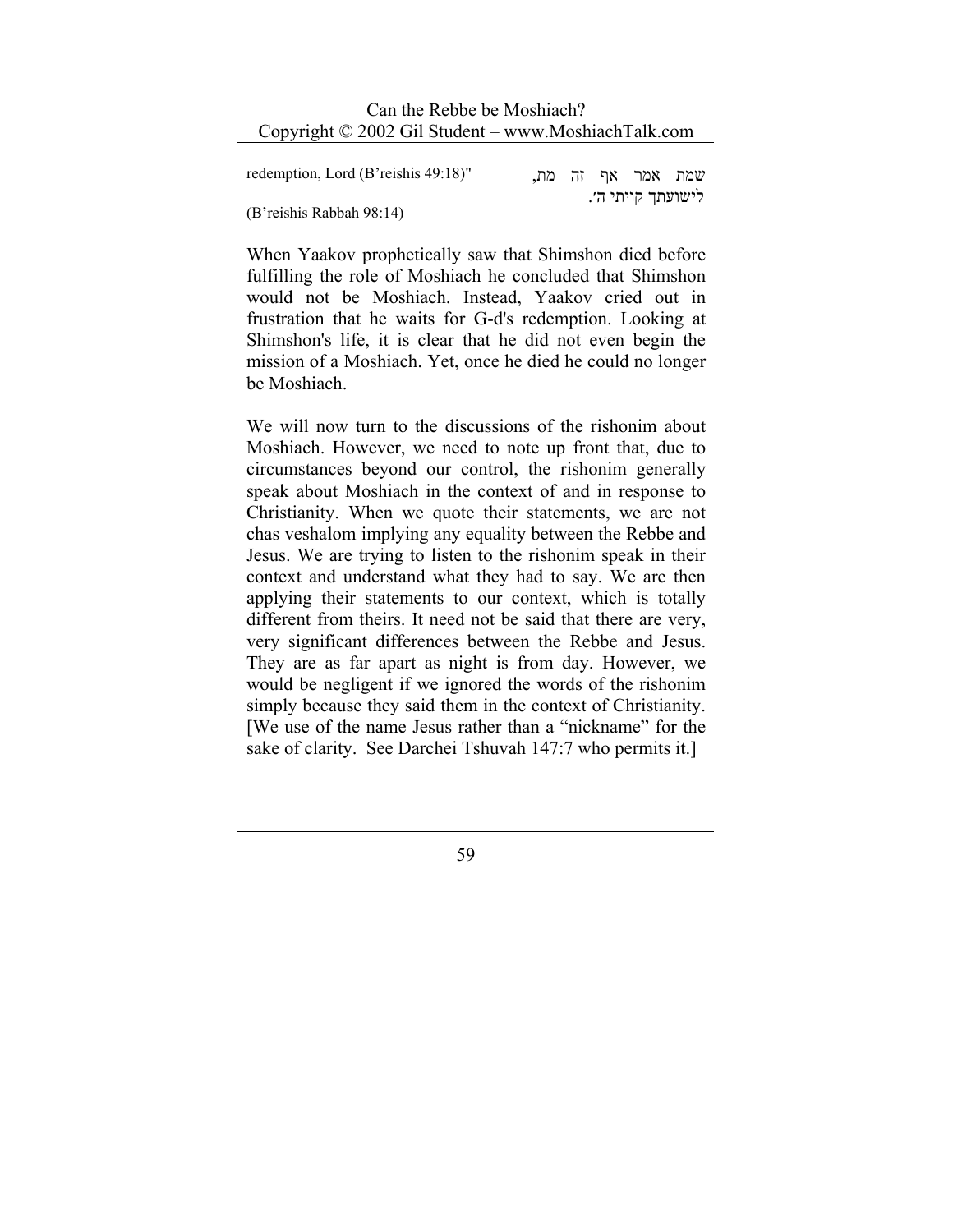| | |
|---|---|
| redemption, Lord (B'reishis 49:18)" | שמת אמר אף זה מת, לישועתך קויתי ה'. |

(B'reishis Rabbah 98:14)

When Yaakov prophetically saw that Shimshon died before fulfilling the role of Moshiach he concluded that Shimshon would not be Moshiach. Instead, Yaakov cried out in frustration that he waits for G-d's redemption. Looking at Shimshon's life, it is clear that he did not even begin the mission of a Moshiach. Yet, once he died he could no longer be Moshiach.

We will now turn to the discussions of the rishonim about Moshiach. However, we need to note up front that, due to circumstances beyond our control, the rishonim generally speak about Moshiach in the context of and in response to Christianity. When we quote their statements, we are not chas veshalom implying any equality between the Rebbe and Jesus. We are trying to listen to the rishonim speak in their context and understand what they had to say. We are then applying their statements to our context, which is totally different from theirs. It need not be said that there are very, very significant differences between the Rebbe and Jesus. They are as far apart as night is from day. However, we would be negligent if we ignored the words of the rishonim simply because they said them in the context of Christianity. [We use of the name Jesus rather than a "nickname" for the sake of clarity. See Darchei Tshuvah 147:7 who permits it.]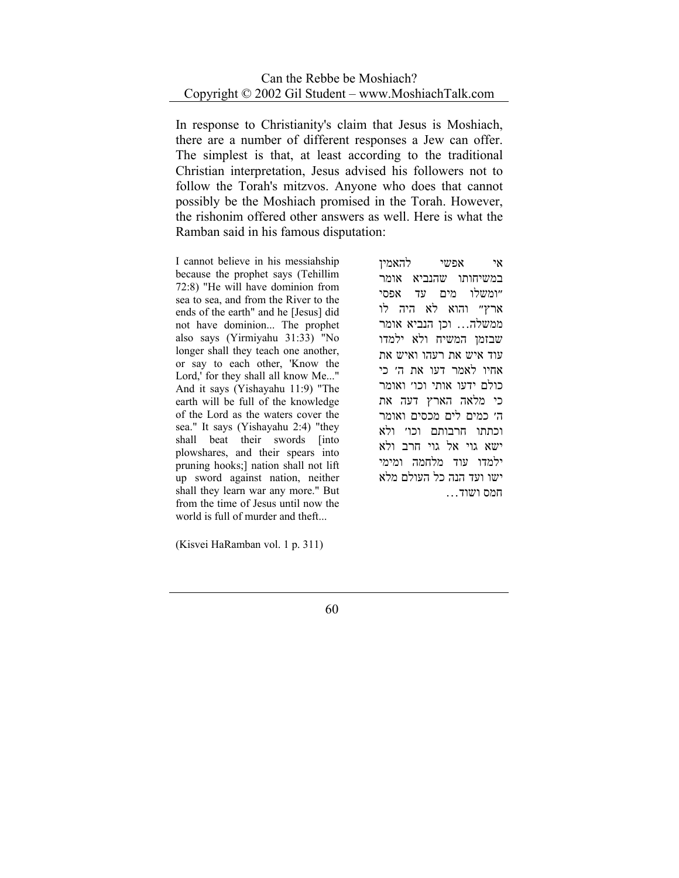In response to Christianity's claim that Jesus is Moshiach, there are a number of different responses a Jew can offer. The simplest is that, at least according to the traditional Christian interpretation, Jesus advised his followers not to follow the Torah's mitzvos. Anyone who does that cannot possibly be the Moshiach promised in the Torah. However, the rishonim offered other answers as well. Here is what the Ramban said in his famous disputation:

I cannot believe in his messiahship because the prophet says (Tehillim 72:8) "He will have dominion from sea to sea, and from the River to the ends of the earth" and he [Jesus] did not have dominion... The prophet also says (Yirmiyahu 31:33) "No longer shall they teach one another, or say to each other, 'Know the Lord,' for they shall all know Me..." And it says (Yishayahu 11:9) "The earth will be full of the knowledge of the Lord as the waters cover the sea." It says (Yishayahu 2:4) "they shall beat their swords [into plowshares, and their spears into pruning hooks;] nation shall not lift up sword against nation, neither shall they learn war any more." But from the time of Jesus until now the world is full of murder and theft...

אי אפשי להאמין במשיחותו שהנביא אומר "ומשלו מים עד אפסי ארץ" והוא לא היה לו ממשלה... וכן הנביא אומר שבזמן המשיח ולא ילמדו עוד איש את רעהו ואיש את אחיו לאמר דעו את ה' כי כולם ידעו אותי וכו' ואומר כי מלאה הארץ דעה את ה' כמים לים מכסים ואומר וכתתו חרבותם וכו' ולא ישא גוי אל גוי חרב ולא ילמדו עוד מלחמה ומימי ישו ועד הנה כל העולם מלא חמס ושוד...

(Kisvei HaRamban vol. 1 p. 311)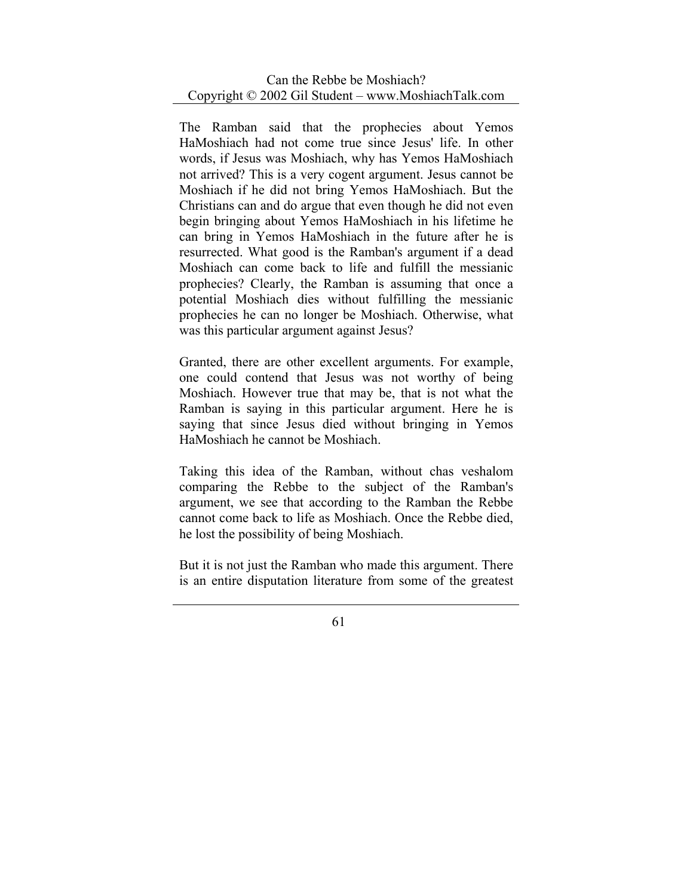The Ramban said that the prophecies about Yemos HaMoshiach had not come true since Jesus' life. In other words, if Jesus was Moshiach, why has Yemos HaMoshiach not arrived? This is a very cogent argument. Jesus cannot be Moshiach if he did not bring Yemos HaMoshiach. But the Christians can and do argue that even though he did not even begin bringing about Yemos HaMoshiach in his lifetime he can bring in Yemos HaMoshiach in the future after he is resurrected. What good is the Ramban's argument if a dead Moshiach can come back to life and fulfill the messianic prophecies? Clearly, the Ramban is assuming that once a potential Moshiach dies without fulfilling the messianic prophecies he can no longer be Moshiach. Otherwise, what was this particular argument against Jesus?

Granted, there are other excellent arguments. For example, one could contend that Jesus was not worthy of being Moshiach. However true that may be, that is not what the Ramban is saying in this particular argument. Here he is saying that since Jesus died without bringing in Yemos HaMoshiach he cannot be Moshiach.

Taking this idea of the Ramban, without chas veshalom comparing the Rebbe to the subject of the Ramban's argument, we see that according to the Ramban the Rebbe cannot come back to life as Moshiach. Once the Rebbe died, he lost the possibility of being Moshiach.

But it is not just the Ramban who made this argument. There is an entire disputation literature from some of the greatest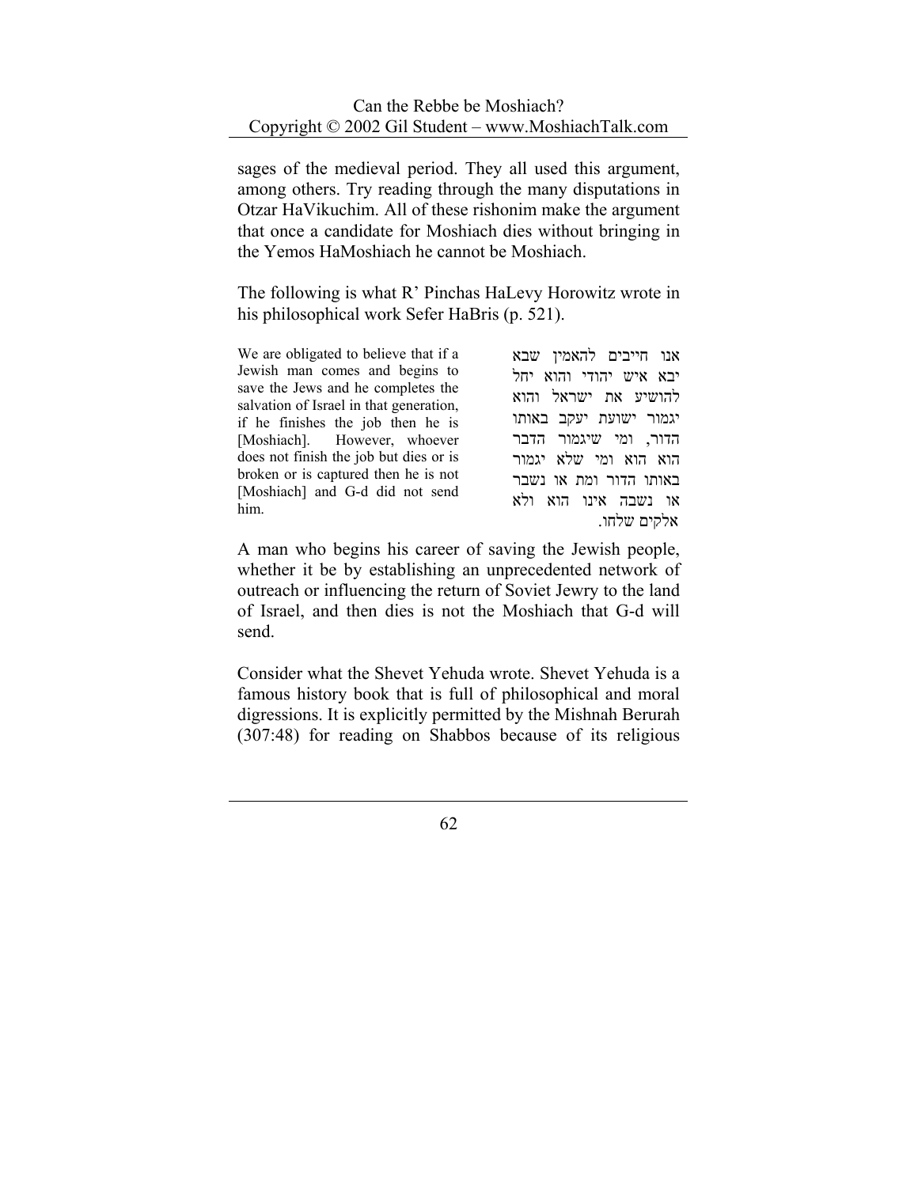sages of the medieval period. They all used this argument, among others. Try reading through the many disputations in Otzar HaVikuchim. All of these rishonim make the argument that once a candidate for Moshiach dies without bringing in the Yemos HaMoshiach he cannot be Moshiach.

The following is what R' Pinchas HaLevy Horowitz wrote in his philosophical work Sefer HaBris (p. 521).

| | |
|---|---|
| We are obligated to believe that if a Jewish man comes and begins to save the Jews and he completes the salvation of Israel in that generation, if he finishes the job then he is [Moshiach]. However, whoever does not finish the job but dies or is broken or is captured then he is not [Moshiach] and G-d did not send him. | אנו חייבים להאמין שבא יבא איש יהודי והוא יחל להושיע את ישראל והוא יגמור ישועת יעקב באותו הדור, ומי שיגמור הדבר הוא הוא ומי שלא יגמור באותו הדור ומת או נשבר או נשבה אינו הוא ולא אלקים שלחו. |

A man who begins his career of saving the Jewish people, whether it be by establishing an unprecedented network of outreach or influencing the return of Soviet Jewry to the land of Israel, and then dies is not the Moshiach that G-d will send.

Consider what the Shevet Yehuda wrote. Shevet Yehuda is a famous history book that is full of philosophical and moral digressions. It is explicitly permitted by the Mishnah Berurah (307:48) for reading on Shabbos because of its religious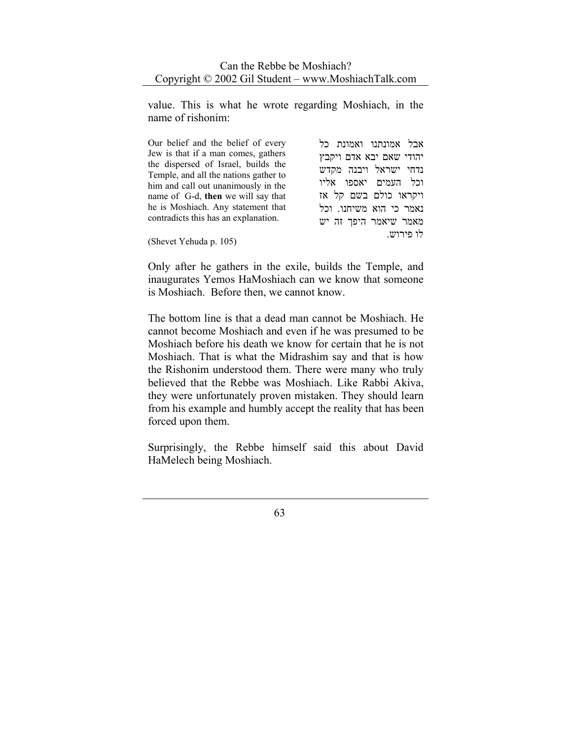value. This is what he wrote regarding Moshiach, in the name of rishonim:

| | |
|---|---|
| Our belief and the belief of every Jew is that if a man comes, gathers the dispersed of Israel, builds the Temple, and all the nations gather to him and call out unanimously in the name of G-d, **then** we will say that he is Moshiach. Any statement that contradicts this has an explanation. | אבל אמונתנו ואמונת כל יהודי שאם יבא אדם ויקבץ נדחי ישראל ויבנה מקדש וכל העמים יאספו אליו ויקראו כולם בשם קל אז נאמר כי הוא משיחנו. וכל מאמר שיאמר היפך זה יש לו פירוש. |

(Shevet Yehuda p. 105)

Only after he gathers in the exile, builds the Temple, and inaugurates Yemos HaMoshiach can we know that someone is Moshiach. Before then, we cannot know.

The bottom line is that a dead man cannot be Moshiach. He cannot become Moshiach and even if he was presumed to be Moshiach before his death we know for certain that he is not Moshiach. That is what the Midrashim say and that is how the Rishonim understood them. There were many who truly believed that the Rebbe was Moshiach. Like Rabbi Akiva, they were unfortunately proven mistaken. They should learn from his example and humbly accept the reality that has been forced upon them.

Surprisingly, the Rebbe himself said this about David HaMelech being Moshiach.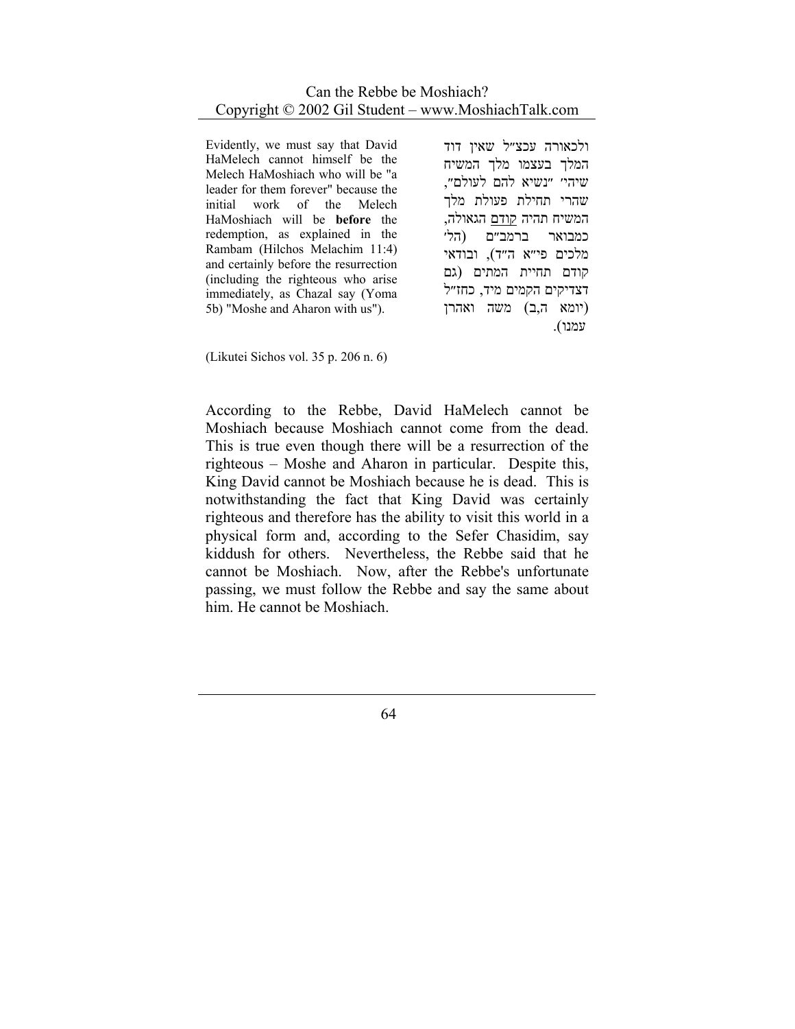Evidently, we must say that David HaMelech cannot himself be the Melech HaMoshiach who will be "a leader for them forever" because the initial work of the Melech HaMoshiach will be **before** the redemption, as explained in the Rambam (Hilchos Melachim 11:4) and certainly before the resurrection (including the righteous who arise immediately, as Chazal say (Yoma 5b) "Moshe and Aharon with us").

ולכאורה עכצ"ל שאין דוד המלך בעצמו מלך המשיח שיהי' "נשיא להם לעולם", שהרי תחילת פעולת מלך המשיח תהיה <u>קודם</u> הגאולה, כמבואר ברמב"ם (הל' מלכים פי"א ה"ד), ובודאי קודם תחיית המתים (גם דצדיקים הקמים מיד, כחז"ל (יומא ה,ב) משה ואהרן עמנו).

(Likutei Sichos vol. 35 p. 206 n. 6)

According to the Rebbe, David HaMelech cannot be Moshiach because Moshiach cannot come from the dead. This is true even though there will be a resurrection of the righteous – Moshe and Aharon in particular. Despite this, King David cannot be Moshiach because he is dead. This is notwithstanding the fact that King David was certainly righteous and therefore has the ability to visit this world in a physical form and, according to the Sefer Chasidim, say kiddush for others. Nevertheless, the Rebbe said that he cannot be Moshiach. Now, after the Rebbe's unfortunate passing, we must follow the Rebbe and say the same about him. He cannot be Moshiach.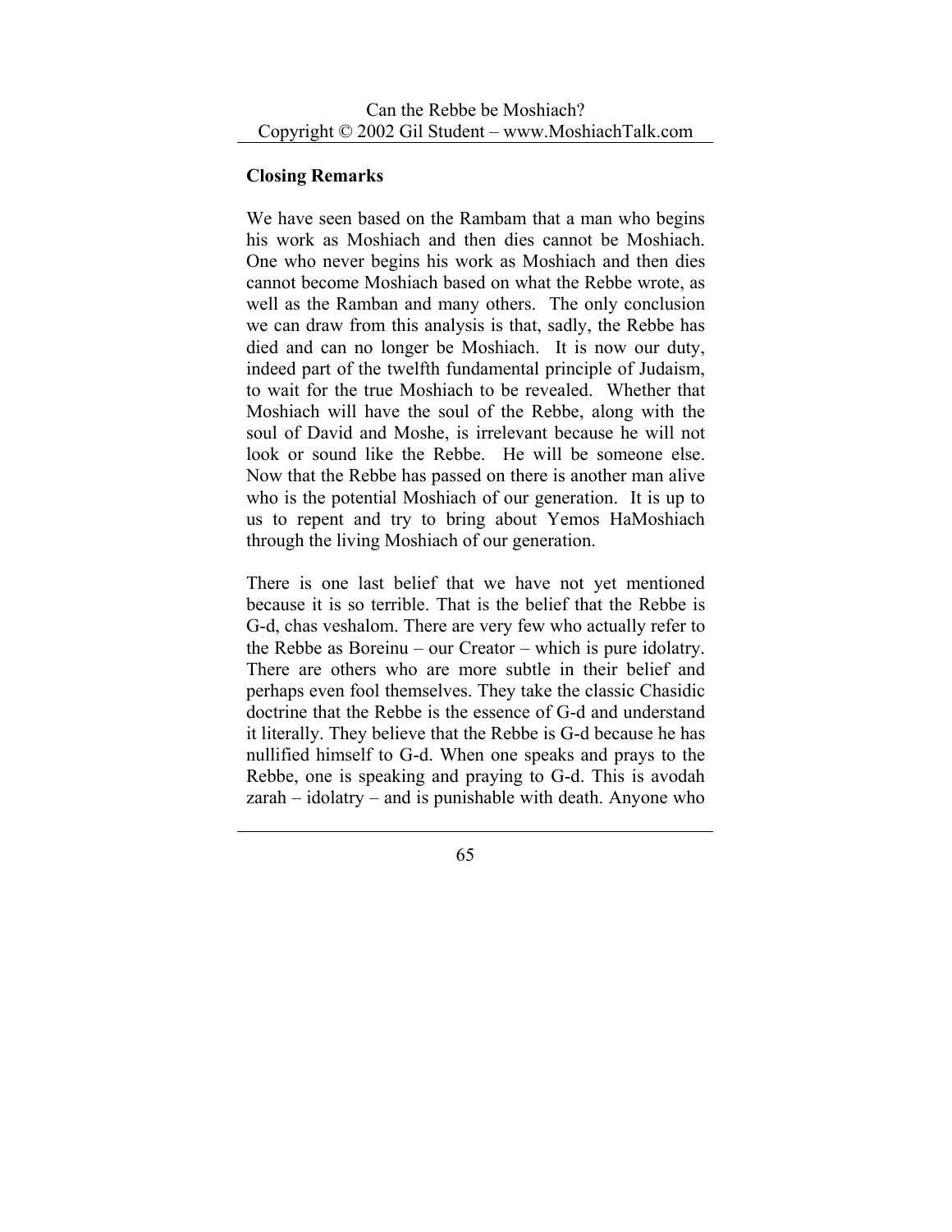## Closing Remarks

We have seen based on the Rambam that a man who begins his work as Moshiach and then dies cannot be Moshiach. One who never begins his work as Moshiach and then dies cannot become Moshiach based on what the Rebbe wrote, as well as the Ramban and many others. The only conclusion we can draw from this analysis is that, sadly, the Rebbe has died and can no longer be Moshiach. It is now our duty, indeed part of the twelfth fundamental principle of Judaism, to wait for the true Moshiach to be revealed. Whether that Moshiach will have the soul of the Rebbe, along with the soul of David and Moshe, is irrelevant because he will not look or sound like the Rebbe. He will be someone else. Now that the Rebbe has passed on there is another man alive who is the potential Moshiach of our generation. It is up to us to repent and try to bring about Yemos HaMoshiach through the living Moshiach of our generation.

There is one last belief that we have not yet mentioned because it is so terrible. That is the belief that the Rebbe is G-d, chas veshalom. There are very few who actually refer to the Rebbe as Boreinu – our Creator – which is pure idolatry. There are others who are more subtle in their belief and perhaps even fool themselves. They take the classic Chasidic doctrine that the Rebbe is the essence of G-d and understand it literally. They believe that the Rebbe is G-d because he has nullified himself to G-d. When one speaks and prays to the Rebbe, one is speaking and praying to G-d. This is avodah zarah – idolatry – and is punishable with death. Anyone who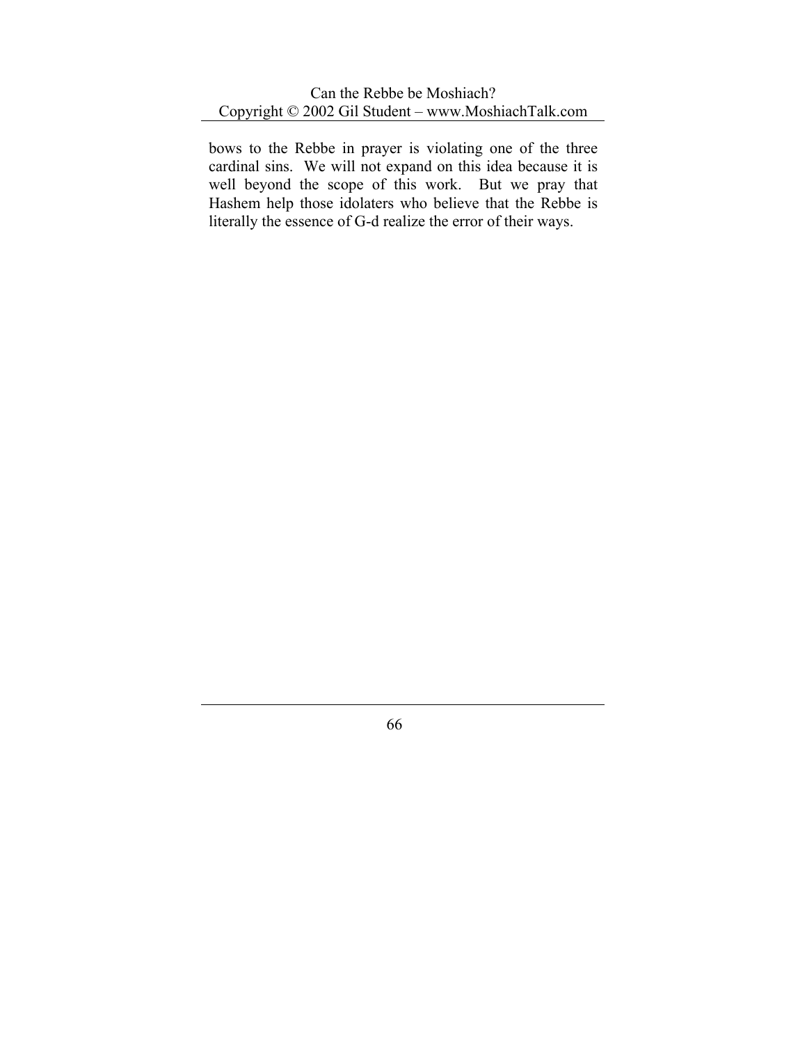bows to the Rebbe in prayer is violating one of the three cardinal sins. We will not expand on this idea because it is well beyond the scope of this work. But we pray that Hashem help those idolaters who believe that the Rebbe is literally the essence of G-d realize the error of their ways.